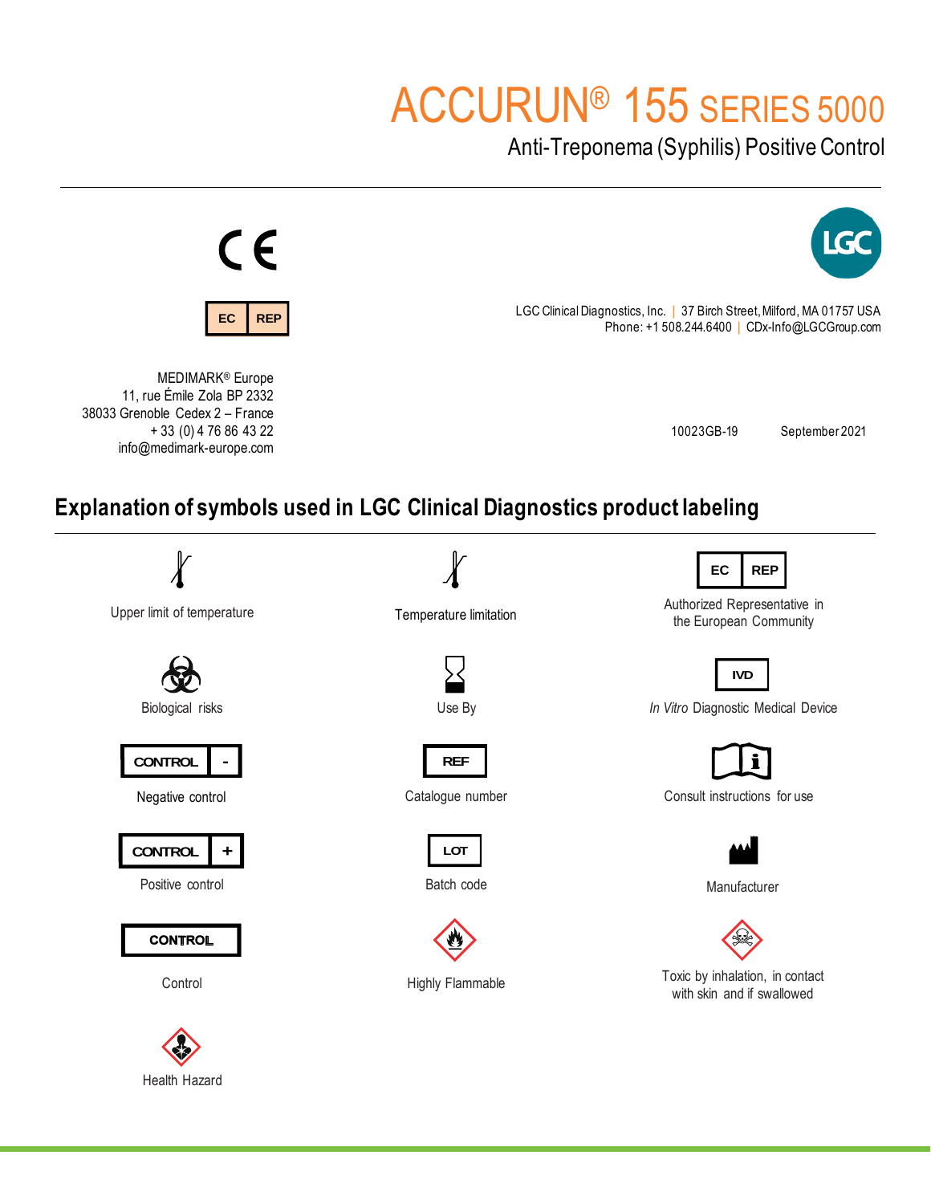# ACCURUN® 155 SERIES 5000

## Anti-Treponema (Syphilis) Positive Control

CE

EC REP

LGC

LGC Clinical Diagnostics, Inc. | 37 Birch Street, Milford, MA 01757 USA
Phone: +1 508.244.6400 | CDx-Info@LGCGroup.com

MEDIMARK® Europe
11, rue Émile Zola BP 2332
38033 Grenoble Cedex 2 – France
+ 33 (0) 4 76 86 43 22
info@medimark-europe.com

10023GB-19 September 2021

## Explanation of symbols used in LGC Clinical Diagnostics product labeling

| Symbol | Meaning |
| --- | --- |
| | Upper limit of temperature |
| | Temperature limitation |
| EC REP | Authorized Representative in the European Community |
| | Biological risks |
| | Use By |
| IVD | *In Vitro* Diagnostic Medical Device |
| CONTROL - | Negative control |
| REF | Catalogue number |
| | Consult instructions for use |
| CONTROL + | Positive control |
| LOT | Batch code |
| | Manufacturer |
| CONTROL | Control |
| | Highly Flammable |
| | Toxic by inhalation, in contact with skin and if swallowed |
| | Health Hazard |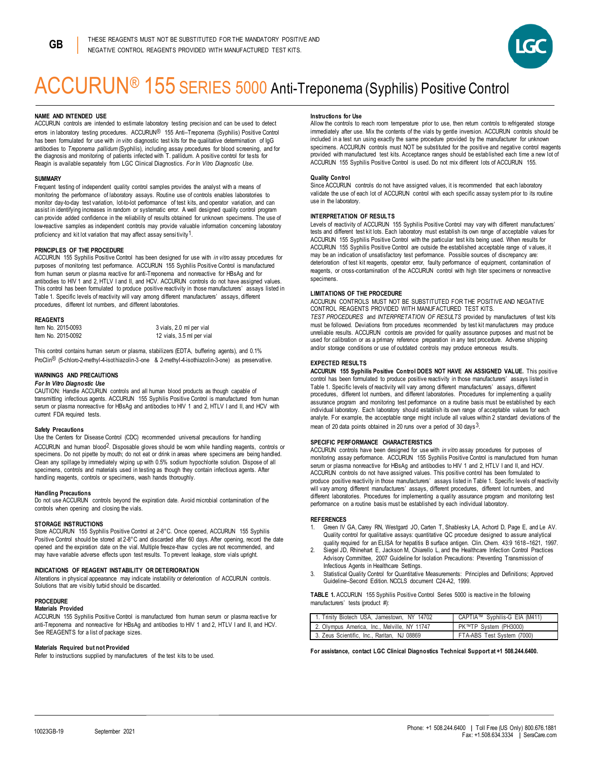GB | THESE REAGENTS MUST NOT BE SUBSTITUTED FOR THE MANDATORY POSITIVE AND NEGATIVE CONTROL REAGENTS PROVIDED WITH MANUFACTURED TEST KITS.

# ACCURUN® 155 SERIES 5000 Anti-Treponema (Syphilis) Positive Control

## NAME AND INTENDED USE

ACCURUN controls are intended to estimate laboratory testing precision and can be used to detect errors in laboratory testing procedures. ACCURUN® 155 Anti–Treponema (Syphilis) Positive Control has been formulated for use with *in vitro* diagnostic test kits for the qualitative determination of IgG antibodies to *Treponema pallidum* (Syphilis), including assay procedures for blood screening, and for the diagnosis and monitoring of patients infected with T. pallidum. A positive control for tests for Reagin is available separately from LGC Clinical Diagnostics. *For In Vitro Diagnostic Use*.

## SUMMARY

Frequent testing of independent quality control samples provides the analyst with a means of monitoring the performance of laboratory assays. Routine use of controls enables laboratories to monitor day-to-day test variation, lot-to-lot performance of test kits, and operator variation, and can assist in identifying increases in random or systematic error. A well designed quality control program can provide added confidence in the reliability of results obtained for unknown specimens. The use of low-reactive samples as independent controls may provide valuable information concerning laboratory proficiency and kit lot variation that may affect assay sensitivity[1].

## PRINCIPLES OF THE PROCEDURE

ACCURUN 155 Syphilis Positive Control has been designed for use with *in vitro* assay procedures for purposes of monitoring test performance. ACCURUN 155 Syphilis Positive Control is manufactured from human serum or plasma reactive for anti-Treponema and nonreactive for HBsAg and for antibodies to HIV 1 and 2, HTLV I and II, and HCV. ACCURUN controls do not have assigned values. This control has been formulated to produce positive reactivity in those manufacturers' assays listed in Table 1. Specific levels of reactivity will vary among different manufacturers' assays, different procedures, different lot numbers, and different laboratories.

## REAGENTS

| | |
|---|---|
| Item No. 2015-0093 | 3 vials, 2.0 ml per vial |
| Item No. 2015-0092 | 12 vials, 3.5 ml per vial |

This control contains human serum or plasma, stabilizers (EDTA, buffering agents), and 0.1% ProClin® (5-chloro-2-methyl-4-isothiazolin-3-one & 2-methyl-4-isothiazolin-3-one) as preservative.

## WARNINGS AND PRECAUTIONS

***For In Vitro Diagnostic Use***

CAUTION: Handle ACCURUN controls and all human blood products as though capable of transmitting infectious agents. ACCURUN 155 Syphilis Positive Control is manufactured from human serum or plasma nonreactive for HBsAg and antibodies to HIV 1 and 2, HTLV I and II, and HCV with current FDA required tests.

### Safety Precautions

Use the Centers for Disease Control (CDC) recommended universal precautions for handling ACCURUN and human blood[2]. Disposable gloves should be worn while handling reagents, controls or specimens. Do not pipette by mouth; do not eat or drink in areas where specimens are being handled. Clean any spillage by immediately wiping up with 0.5% sodium hypochlorite solution. Dispose of all specimens, controls and materials used in testing as though they contain infectious agents. After handling reagents, controls or specimens, wash hands thoroughly.

### Handling Precautions

Do not use ACCURUN controls beyond the expiration date. Avoid microbial contamination of the controls when opening and closing the vials.

## STORAGE INSTRUCTIONS

Store ACCURUN 155 Syphilis Positive Control at 2-8°C. Once opened, ACCURUN 155 Syphilis Positive Control should be stored at 2-8°C and discarded after 60 days. After opening, record the date opened and the expiration date on the vial. Multiple freeze-thaw cycles are not recommended, and may have variable adverse effects upon test results. To prevent leakage, store vials upright.

## INDICATIONS OF REAGENT INSTABILITY OR DETERIORATION

Alterations in physical appearance may indicate instability or deterioration of ACCURUN controls. Solutions that are visibly turbid should be discarded.

## PROCEDURE

### Materials Provided

ACCURUN 155 Syphilis Positive Control is manufactured from human serum or plasma reactive for anti-Treponema and nonreactive for HBsAg and antibodies to HIV 1 and 2, HTLV I and II, and HCV. See REAGENTS for a list of package sizes.

### Materials Required but not Provided

Refer to instructions supplied by manufacturers of the test kits to be used.

### Instructions for Use

Allow the controls to reach room temperature prior to use, then return controls to refrigerated storage immediately after use. Mix the contents of the vials by gentle inversion. ACCURUN controls should be included in a test run using exactly the same procedure provided by the manufacturer for unknown specimens. ACCURUN controls must NOT be substituted for the positive and negative control reagents provided with manufactured test kits. Acceptance ranges should be established each time a new lot of ACCURUN 155 Syphilis Positive Control is used. Do not mix different lots of ACCURUN 155.

### Quality Control

Since ACCURUN controls do not have assigned values, it is recommended that each laboratory validate the use of each lot of ACCURUN control with each specific assay system prior to its routine use in the laboratory.

## INTERPRETATION OF RESULTS

Levels of reactivity of ACCURUN 155 Syphilis Positive Control may vary with different manufacturers' tests and different test kit lots. Each laboratory must establish its own range of acceptable values for ACCURUN 155 Syphilis Positive Control with the particular test kits being used. When results for ACCURUN 155 Syphilis Positive Control are outside the established acceptable range of values, it may be an indication of unsatisfactory test performance. Possible sources of discrepancy are: deterioration of test kit reagents, operator error, faulty performance of equipment, contamination of reagents, or cross-contamination of the ACCURUN control with high titer specimens or nonreactive specimens.

## LIMITATIONS OF THE PROCEDURE

ACCURUN CONTROLS MUST NOT BE SUBSTITUTED FOR THE POSITIVE AND NEGATIVE CONTROL REAGENTS PROVIDED WITH MANUFACTURED TEST KITS.

*TEST PROCEDURES* and *INTERPRETATION OF RESULTS* provided by manufacturers of test kits must be followed. Deviations from procedures recommended by test kit manufacturers may produce unreliable results. ACCURUN controls are provided for quality assurance purposes and must not be used for calibration or as a primary reference preparation in any test procedure. Adverse shipping and/or storage conditions or use of outdated controls may produce erroneous results.

## EXPECTED RESULTS

**ACCURUN 155 Syphilis Positive Control DOES NOT HAVE AN ASSIGNED VALUE.** This positive control has been formulated to produce positive reactivity in those manufacturers' assays listed in Table 1. Specific levels of reactivity will vary among different manufacturers' assays, different procedures, different lot numbers, and different laboratories. Procedures for implementing a quality assurance program and monitoring test performance on a routine basis must be established by each individual laboratory. Each laboratory should establish its own range of acceptable values for each analyte. For example, the acceptable range might include all values within 2 standard deviations of the mean of 20 data points obtained in 20 runs over a period of 30 days[3].

## SPECIFIC PERFORMANCE CHARACTERISTICS

ACCURUN controls have been designed for use with *in vitro* assay procedures for purposes of monitoring assay performance. ACCURUN 155 Syphilis Positive Control is manufactured from human serum or plasma nonreactive for HBsAg and antibodies to HIV 1 and 2, HTLV I and II, and HCV. ACCURUN controls do not have assigned values. This positive control has been formulated to produce positive reactivity in those manufacturers' assays listed in Table 1. Specific levels of reactivity will vary among different manufacturers' assays, different procedures, different lot numbers, and different laboratories. Procedures for implementing a quality assurance program and monitoring test performance on a routine basis must be established by each individual laboratory.

## REFERENCES

1. Green IV GA, Carey RN, Westgard JO, Carten T, Shablesky LA, Achord D, Page E, and Le AV. Quality control for qualitative assays: quantitative QC procedure designed to assure analytical quality required for an ELISA for hepatitis B surface antigen. Clin. Chem. 43:9 1618–1621, 1997.
2. Siegel JD, Rhinehart E, Jackson M, Chiarello L, and the Healthcare Infection Control Practices Advisory Committee, 2007 Guideline for Isolation Precautions: Preventing Transmission of Infectious Agents in Healthcare Settings.
3. Statistical Quality Control for Quantitative Measurements: Principles and Definitions; Approved Guideline–Second Edition. NCCLS document C24-A2, 1999.

**TABLE 1.** ACCURUN 155 Syphilis Positive Control Series 5000 is reactive in the following manufacturers' tests (product #):

| | |
|---|---|
| 1. Trinity Biotech USA, Jamestown, NY 14702 | CAPTIA™ Syphilis-G EIA (M411) |
| 2. Olympus America, Inc., Melville, NY 11747 | PK™TP System (PH3000) |
| 3. Zeus Scientific, Inc., Raritan, NJ 08869 | FTA-ABS Test System (7000) |

**For assistance, contact LGC Clinical Diagnostics Technical Support at +1 508.244.6400.**

10023GB-19 September 2021

Phone: +1 508.244.6400 | Toll Free (US Only) 800.676.1881
Fax: +1.508.634.3334 | SeraCare.com